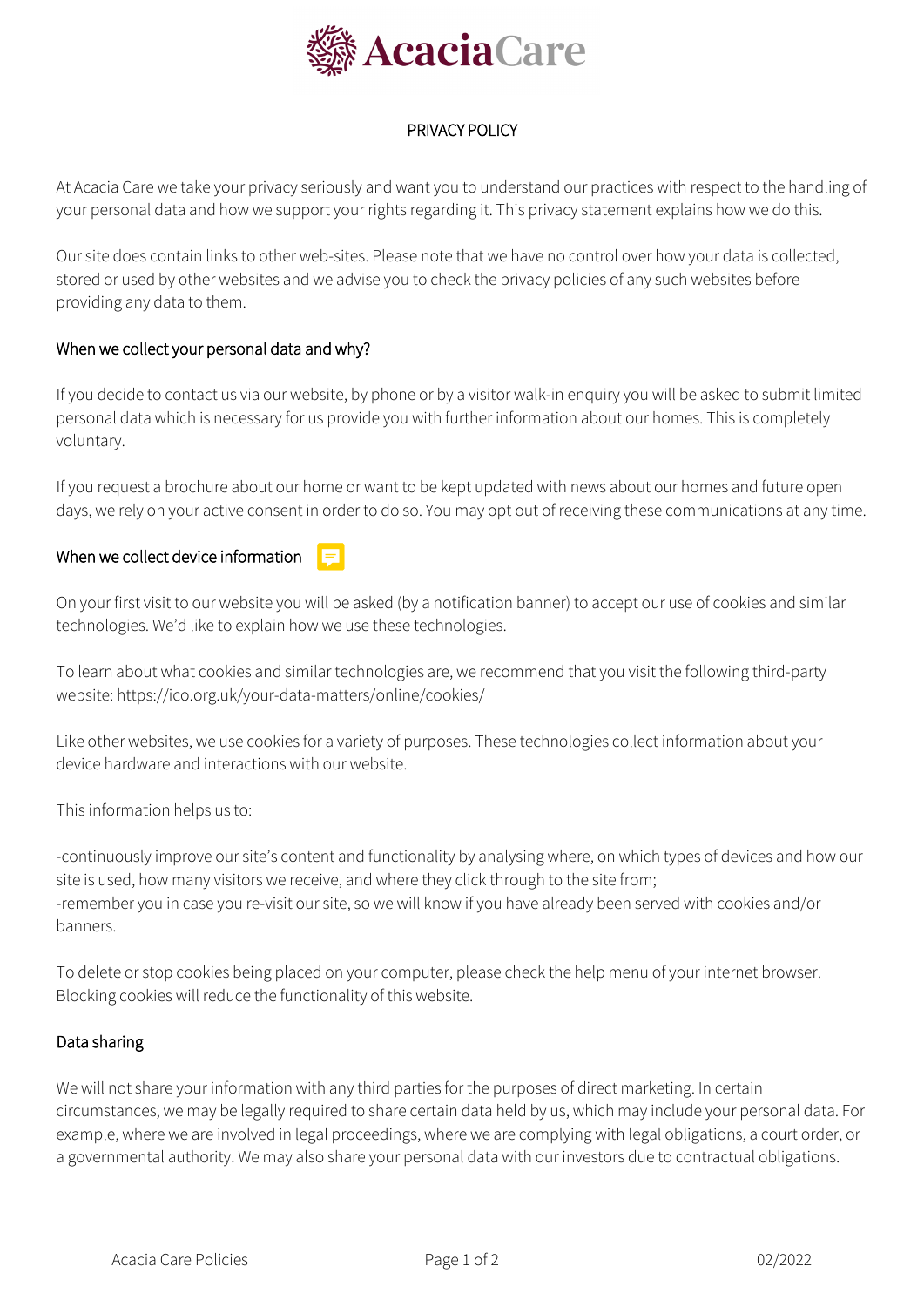AcaciaCare

# PRIVACY POLICY

At Acacia Care we take your privacy seriously and want you to understand our practices with respect to the handling of your personal data and how we support your rights regarding it. This privacy statement explains how we do this.

Our site does contain links to other web-sites. Please note that we have no control over how your data is collected, stored or used by other websites and we advise you to check the privacy policies of any such websites before providing any data to them.

## When we collect your personal data and why?

If you decide to contact us via our website, by phone or by a visitor walk-in enquiry you will be asked to submit limited personal data which is necessary for us provide you with further information about our homes. This is completely voluntary.

If you request a brochure about our home or want to be kept updated with news about our homes and future open days, we rely on your active consent in order to do so. You may opt out of receiving these communications at any time.

## When we collect device information

On your first visit to our website you will be asked (by a notification banner) to accept our use of cookies and similar technologies. We'd like to explain how we use these technologies.

To learn about what cookies and similar technologies are, we recommend that you visit the following third-party website: https://ico.org.uk/your-data-matters/online/cookies/

Like other websites, we use cookies for a variety of purposes. These technologies collect information about your device hardware and interactions with our website.

This information helps us to:

-continuously improve our site's content and functionality by analysing where, on which types of devices and how our site is used, how many visitors we receive, and where they click through to the site from;
-remember you in case you re-visit our site, so we will know if you have already been served with cookies and/or banners.

To delete or stop cookies being placed on your computer, please check the help menu of your internet browser. Blocking cookies will reduce the functionality of this website.

## Data sharing

We will not share your information with any third parties for the purposes of direct marketing. In certain circumstances, we may be legally required to share certain data held by us, which may include your personal data. For example, where we are involved in legal proceedings, where we are complying with legal obligations, a court order, or a governmental authority. We may also share your personal data with our investors due to contractual obligations.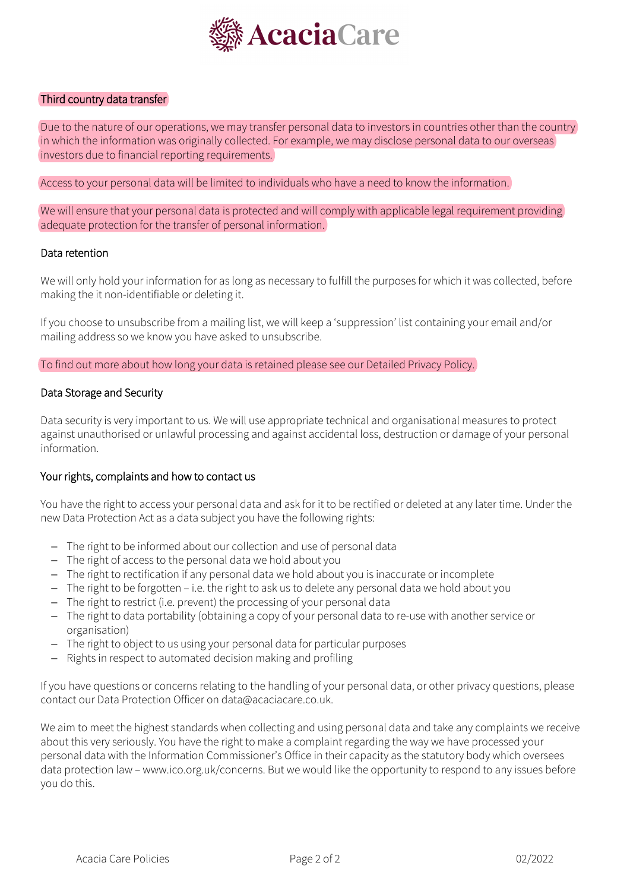## Third country data transfer

Due to the nature of our operations, we may transfer personal data to investors in countries other than the country in which the information was originally collected. For example, we may disclose personal data to our overseas investors due to financial reporting requirements.

Access to your personal data will be limited to individuals who have a need to know the information.

We will ensure that your personal data is protected and will comply with applicable legal requirement providing adequate protection for the transfer of personal information.

## Data retention

We will only hold your information for as long as necessary to fulfill the purposes for which it was collected, before making the it non-identifiable or deleting it.

If you choose to unsubscribe from a mailing list, we will keep a 'suppression' list containing your email and/or mailing address so we know you have asked to unsubscribe.

To find out more about how long your data is retained please see our Detailed Privacy Policy.

## Data Storage and Security

Data security is very important to us. We will use appropriate technical and organisational measures to protect against unauthorised or unlawful processing and against accidental loss, destruction or damage of your personal information.

## Your rights, complaints and how to contact us

You have the right to access your personal data and ask for it to be rectified or deleted at any later time. Under the new Data Protection Act as a data subject you have the following rights:

- The right to be informed about our collection and use of personal data
- The right of access to the personal data we hold about you
- The right to rectification if any personal data we hold about you is inaccurate or incomplete
- The right to be forgotten – i.e. the right to ask us to delete any personal data we hold about you
- The right to restrict (i.e. prevent) the processing of your personal data
- The right to data portability (obtaining a copy of your personal data to re-use with another service or organisation)
- The right to object to us using your personal data for particular purposes
- Rights in respect to automated decision making and profiling

If you have questions or concerns relating to the handling of your personal data, or other privacy questions, please contact our Data Protection Officer on data@acaciacare.co.uk.

We aim to meet the highest standards when collecting and using personal data and take any complaints we receive about this very seriously. You have the right to make a complaint regarding the way we have processed your personal data with the Information Commissioner's Office in their capacity as the statutory body which oversees data protection law – www.ico.org.uk/concerns. But we would like the opportunity to respond to any issues before you do this.